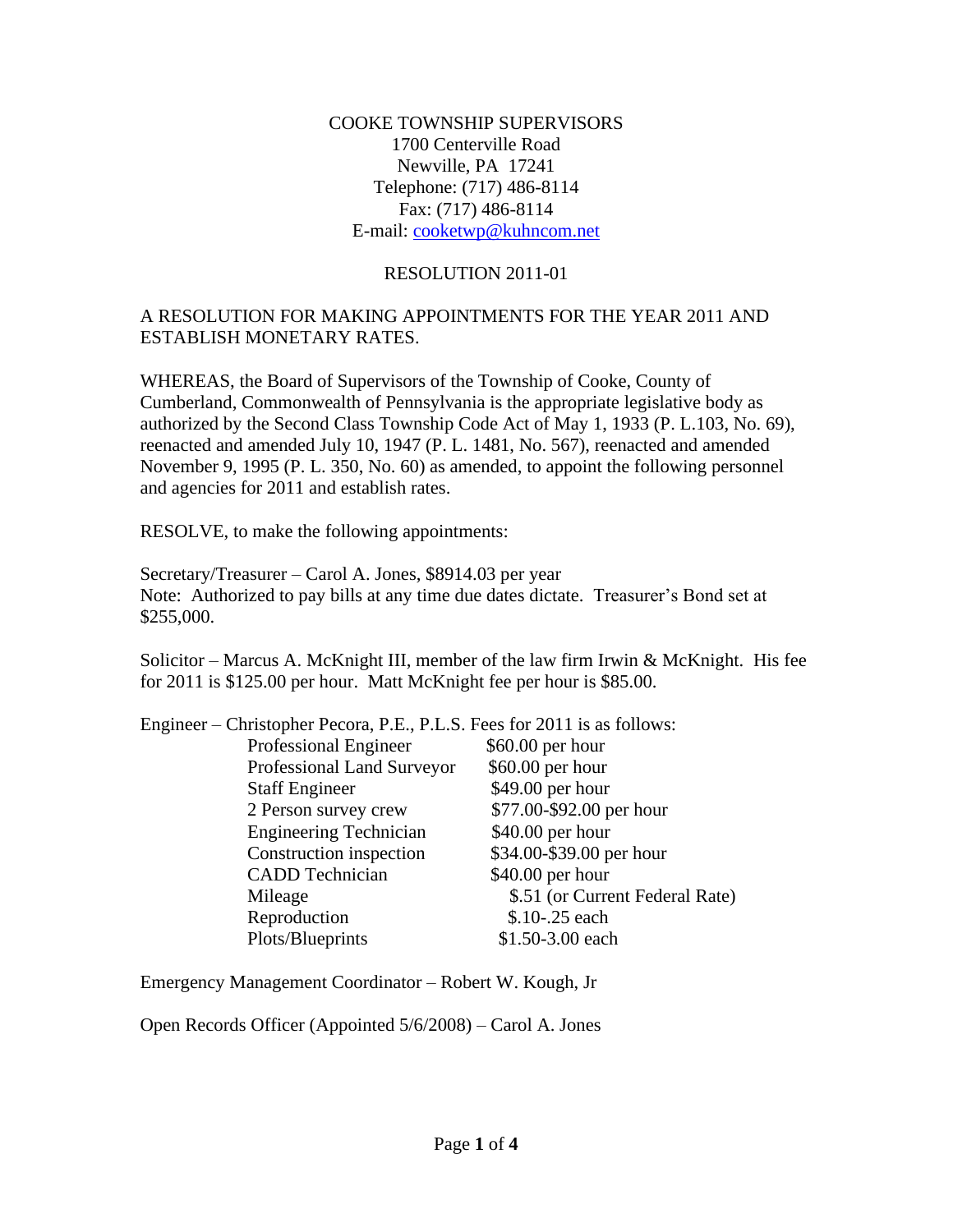COOKE TOWNSHIP SUPERVISORS
1700 Centerville Road
Newville, PA 17241
Telephone: (717) 486-8114
Fax: (717) 486-8114
E-mail: cooketwp@kuhncom.net

RESOLUTION 2011-01

A RESOLUTION FOR MAKING APPOINTMENTS FOR THE YEAR 2011 AND ESTABLISH MONETARY RATES.

WHEREAS, the Board of Supervisors of the Township of Cooke, County of Cumberland, Commonwealth of Pennsylvania is the appropriate legislative body as authorized by the Second Class Township Code Act of May 1, 1933 (P. L.103, No. 69), reenacted and amended July 10, 1947 (P. L. 1481, No. 567), reenacted and amended November 9, 1995 (P. L. 350, No. 60) as amended, to appoint the following personnel and agencies for 2011 and establish rates.

RESOLVE, to make the following appointments:

Secretary/Treasurer – Carol A. Jones, $8914.03 per year
Note: Authorized to pay bills at any time due dates dictate. Treasurer's Bond set at $255,000.

Solicitor – Marcus A. McKnight III, member of the law firm Irwin & McKnight. His fee for 2011 is $125.00 per hour. Matt McKnight fee per hour is $85.00.

Engineer – Christopher Pecora, P.E., P.L.S. Fees for 2011 is as follows:

| | |
|---|---|
| Professional Engineer | $60.00 per hour |
| Professional Land Surveyor | $60.00 per hour |
| Staff Engineer | $49.00 per hour |
| 2 Person survey crew | $77.00-$92.00 per hour |
| Engineering Technician | $40.00 per hour |
| Construction inspection | $34.00-$39.00 per hour |
| CADD Technician | $40.00 per hour |
| Mileage | $.51 (or Current Federal Rate) |
| Reproduction | $.10-.25 each |
| Plots/Blueprints | $1.50-3.00 each |

Emergency Management Coordinator – Robert W. Kough, Jr

Open Records Officer (Appointed 5/6/2008) – Carol A. Jones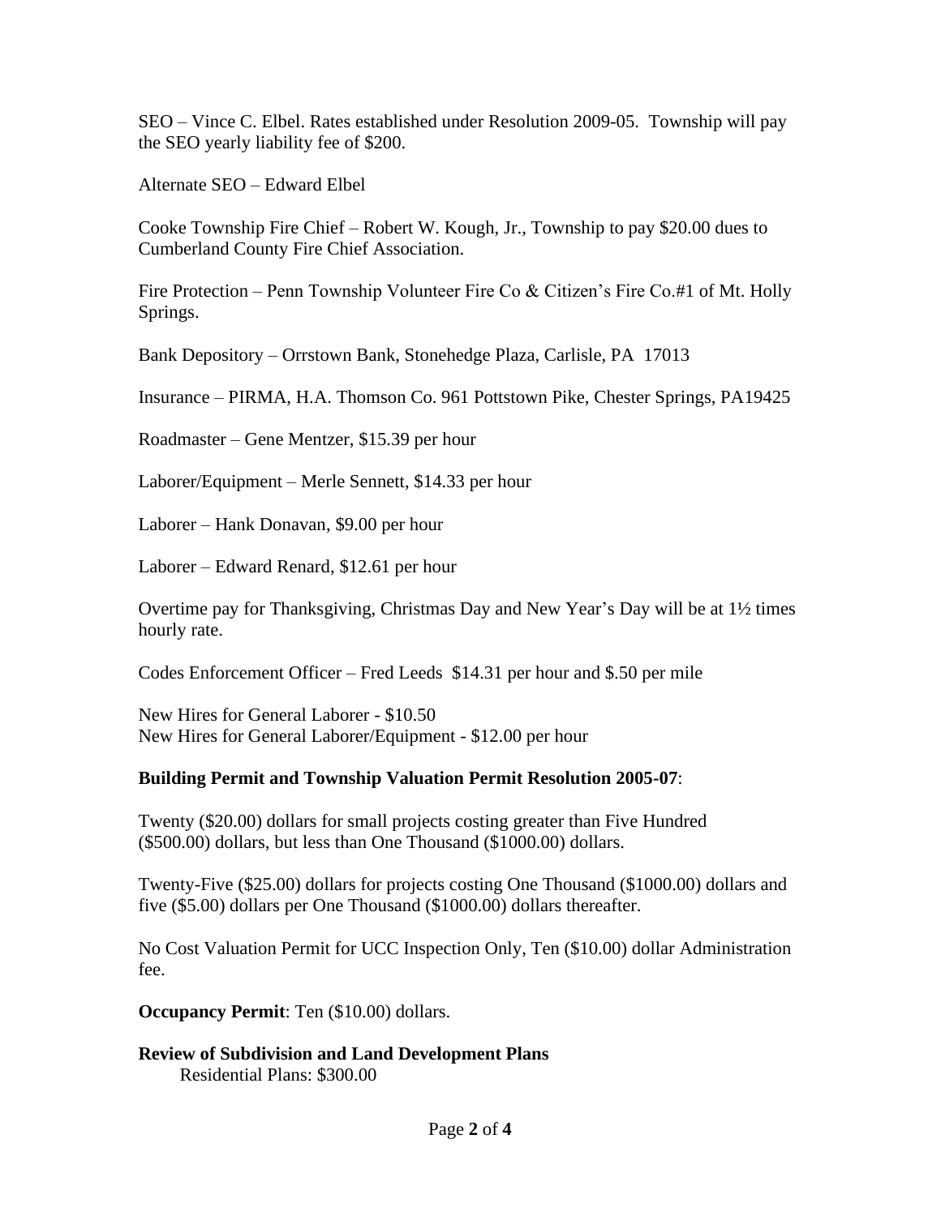SEO – Vince C. Elbel. Rates established under Resolution 2009-05. Township will pay the SEO yearly liability fee of $200.

Alternate SEO – Edward Elbel

Cooke Township Fire Chief – Robert W. Kough, Jr., Township to pay $20.00 dues to Cumberland County Fire Chief Association.

Fire Protection – Penn Township Volunteer Fire Co & Citizen's Fire Co.#1 of Mt. Holly Springs.

Bank Depository – Orrstown Bank, Stonehedge Plaza, Carlisle, PA 17013

Insurance – PIRMA, H.A. Thomson Co. 961 Pottstown Pike, Chester Springs, PA19425

Roadmaster – Gene Mentzer, $15.39 per hour

Laborer/Equipment – Merle Sennett, $14.33 per hour

Laborer – Hank Donavan, $9.00 per hour

Laborer – Edward Renard, $12.61 per hour

Overtime pay for Thanksgiving, Christmas Day and New Year's Day will be at 1½ times hourly rate.

Codes Enforcement Officer – Fred Leeds $14.31 per hour and $.50 per mile

New Hires for General Laborer - $10.50
New Hires for General Laborer/Equipment - $12.00 per hour

**Building Permit and Township Valuation Permit Resolution 2005-07**:

Twenty ($20.00) dollars for small projects costing greater than Five Hundred ($500.00) dollars, but less than One Thousand ($1000.00) dollars.

Twenty-Five ($25.00) dollars for projects costing One Thousand ($1000.00) dollars and five ($5.00) dollars per One Thousand ($1000.00) dollars thereafter.

No Cost Valuation Permit for UCC Inspection Only, Ten ($10.00) dollar Administration fee.

**Occupancy Permit**: Ten ($10.00) dollars.

**Review of Subdivision and Land Development Plans**

Residential Plans: $300.00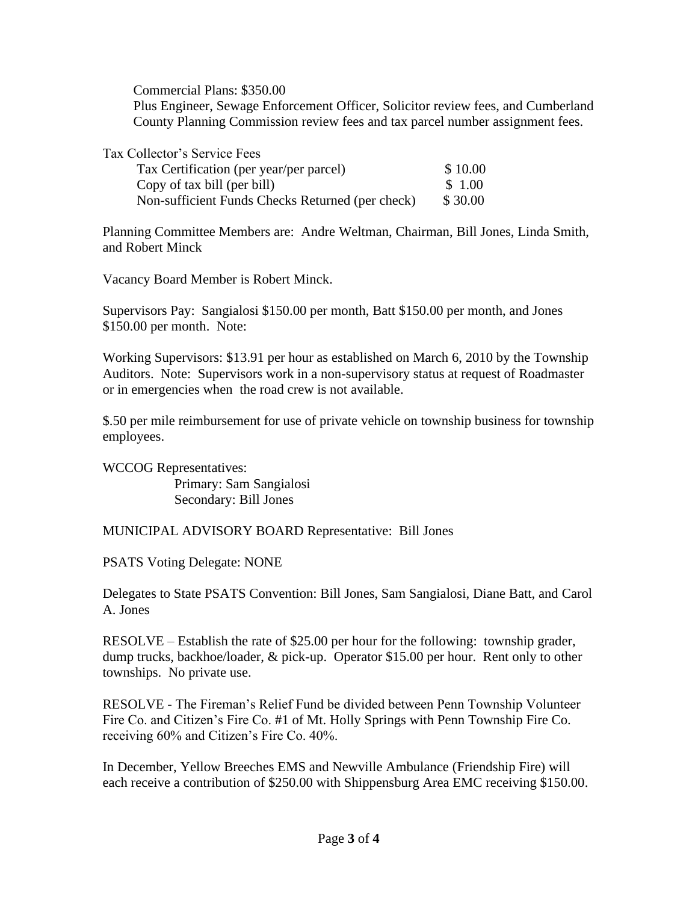Commercial Plans: $350.00
Plus Engineer, Sewage Enforcement Officer, Solicitor review fees, and Cumberland County Planning Commission review fees and tax parcel number assignment fees.

Tax Collector's Service Fees

| | |
|---|---|
| Tax Certification (per year/per parcel) | $ 10.00 |
| Copy of tax bill (per bill) | $ 1.00 |
| Non-sufficient Funds Checks Returned (per check) | $ 30.00 |

Planning Committee Members are: Andre Weltman, Chairman, Bill Jones, Linda Smith, and Robert Minck

Vacancy Board Member is Robert Minck.

Supervisors Pay: Sangialosi $150.00 per month, Batt $150.00 per month, and Jones $150.00 per month. Note:

Working Supervisors: $13.91 per hour as established on March 6, 2010 by the Township Auditors. Note: Supervisors work in a non-supervisory status at request of Roadmaster or in emergencies when the road crew is not available.

$.50 per mile reimbursement for use of private vehicle on township business for township employees.

WCCOG Representatives:
Primary: Sam Sangialosi
Secondary: Bill Jones

MUNICIPAL ADVISORY BOARD Representative: Bill Jones

PSATS Voting Delegate: NONE

Delegates to State PSATS Convention: Bill Jones, Sam Sangialosi, Diane Batt, and Carol A. Jones

RESOLVE – Establish the rate of $25.00 per hour for the following: township grader, dump trucks, backhoe/loader, & pick-up. Operator $15.00 per hour. Rent only to other townships. No private use.

RESOLVE - The Fireman's Relief Fund be divided between Penn Township Volunteer Fire Co. and Citizen's Fire Co. #1 of Mt. Holly Springs with Penn Township Fire Co. receiving 60% and Citizen's Fire Co. 40%.

In December, Yellow Breeches EMS and Newville Ambulance (Friendship Fire) will each receive a contribution of $250.00 with Shippensburg Area EMC receiving $150.00.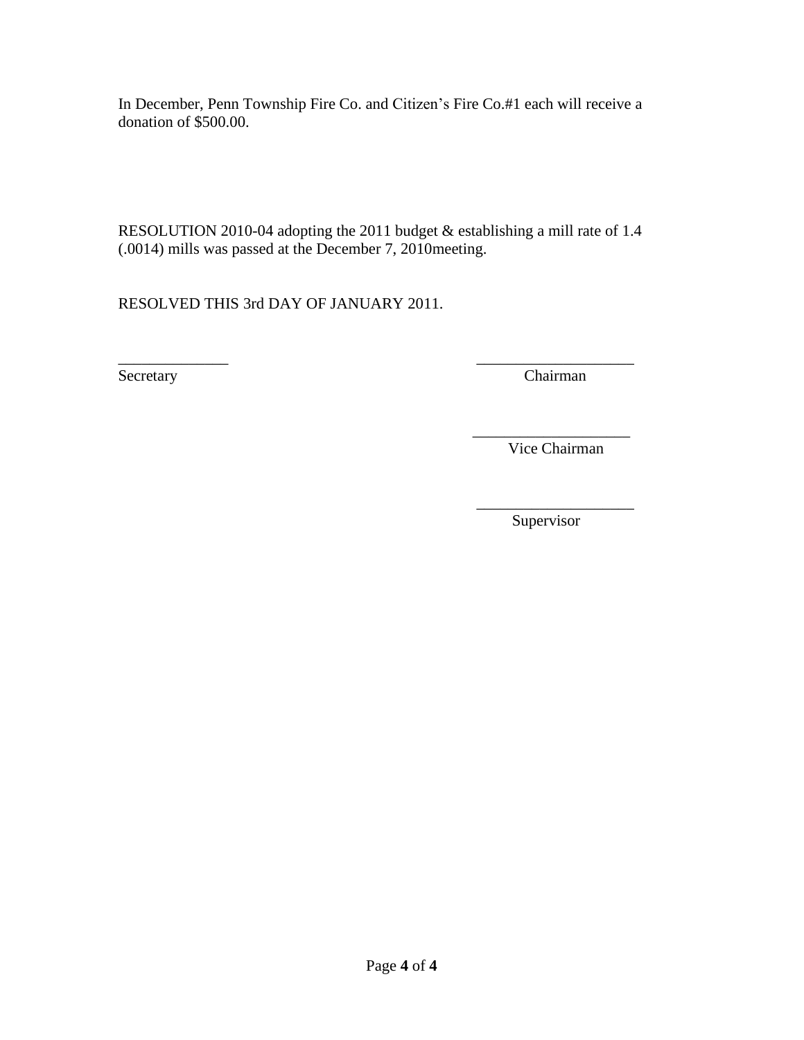In December, Penn Township Fire Co. and Citizen's Fire Co.#1 each will receive a donation of $500.00.

RESOLUTION 2010-04 adopting the 2011 budget & establishing a mill rate of 1.4 (.0014) mills was passed at the December 7, 2010meeting.

RESOLVED THIS 3rd DAY OF JANUARY 2011.

______________ ____________________

Secretary Chairman

____________________

Vice Chairman

____________________

Supervisor